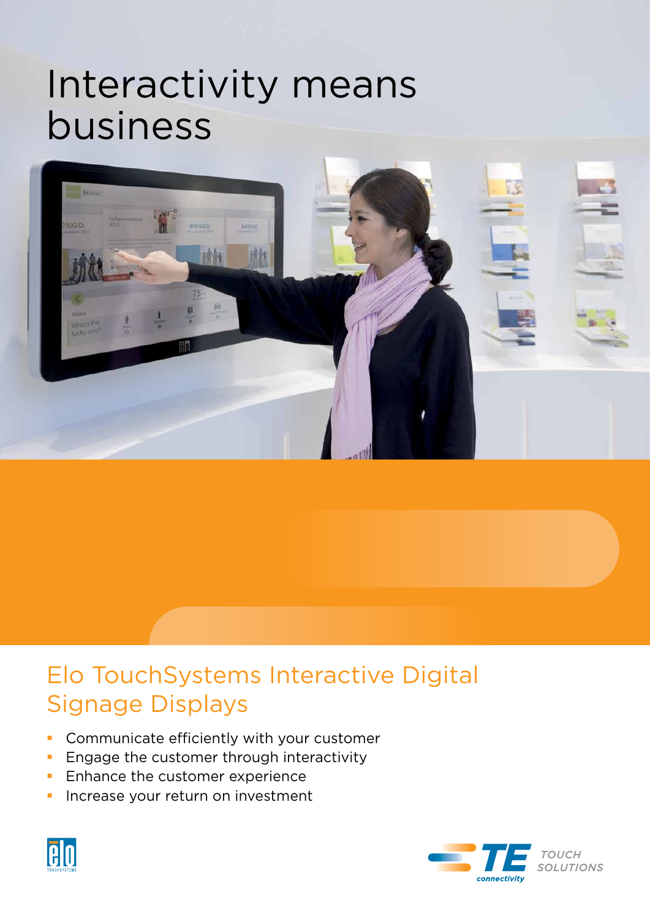# Interactivity means business

## Elo TouchSystems Interactive Digital Signage Displays

- Communicate efficiently with your customer
- Engage the customer through interactivity
- Enhance the customer experience
- Increase your return on investment

TOUCH SOLUTIONS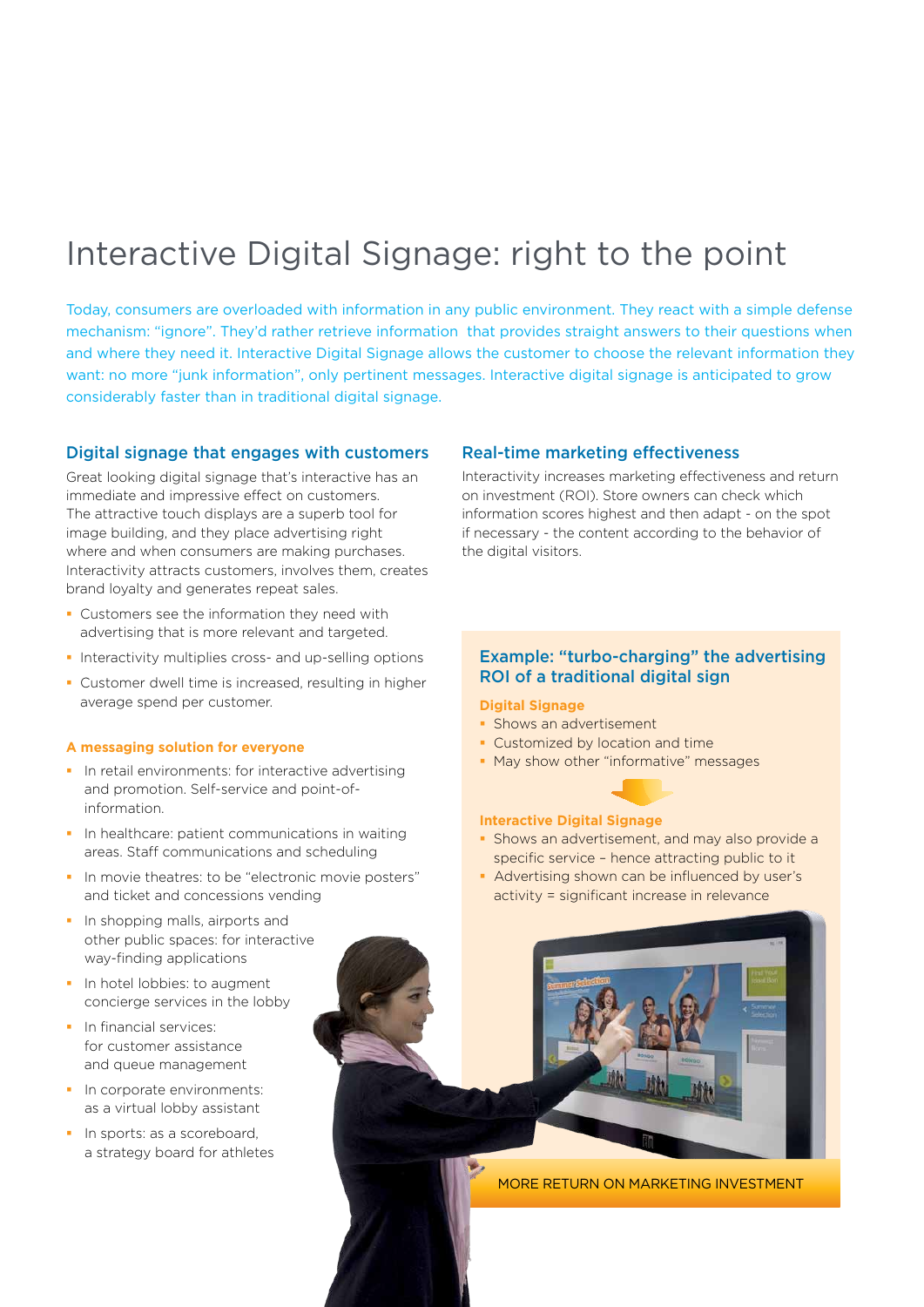# Interactive Digital Signage: right to the point

Today, consumers are overloaded with information in any public environment. They react with a simple defense mechanism: "ignore". They'd rather retrieve information that provides straight answers to their questions when and where they need it. Interactive Digital Signage allows the customer to choose the relevant information they want: no more "junk information", only pertinent messages. Interactive digital signage is anticipated to grow considerably faster than in traditional digital signage.

## Digital signage that engages with customers

Great looking digital signage that's interactive has an immediate and impressive effect on customers. The attractive touch displays are a superb tool for image building, and they place advertising right where and when consumers are making purchases. Interactivity attracts customers, involves them, creates brand loyalty and generates repeat sales.

- Customers see the information they need with advertising that is more relevant and targeted.
- Interactivity multiplies cross- and up-selling options
- Customer dwell time is increased, resulting in higher average spend per customer.

### A messaging solution for everyone

- In retail environments: for interactive advertising and promotion. Self-service and point-of-information.
- In healthcare: patient communications in waiting areas. Staff communications and scheduling
- In movie theatres: to be "electronic movie posters" and ticket and concessions vending
- In shopping malls, airports and other public spaces: for interactive way-finding applications
- In hotel lobbies: to augment concierge services in the lobby
- In financial services: for customer assistance and queue management
- In corporate environments: as a virtual lobby assistant
- In sports: as a scoreboard, a strategy board for athletes

## Real-time marketing effectiveness

Interactivity increases marketing effectiveness and return on investment (ROI). Store owners can check which information scores highest and then adapt - on the spot if necessary - the content according to the behavior of the digital visitors.

## Example: "turbo-charging" the advertising ROI of a traditional digital sign

### Digital Signage

- Shows an advertisement
- Customized by location and time
- May show other "informative" messages

### Interactive Digital Signage

- Shows an advertisement, and may also provide a specific service – hence attracting public to it
- Advertising shown can be influenced by user's activity = significant increase in relevance

MORE RETURN ON MARKETING INVESTMENT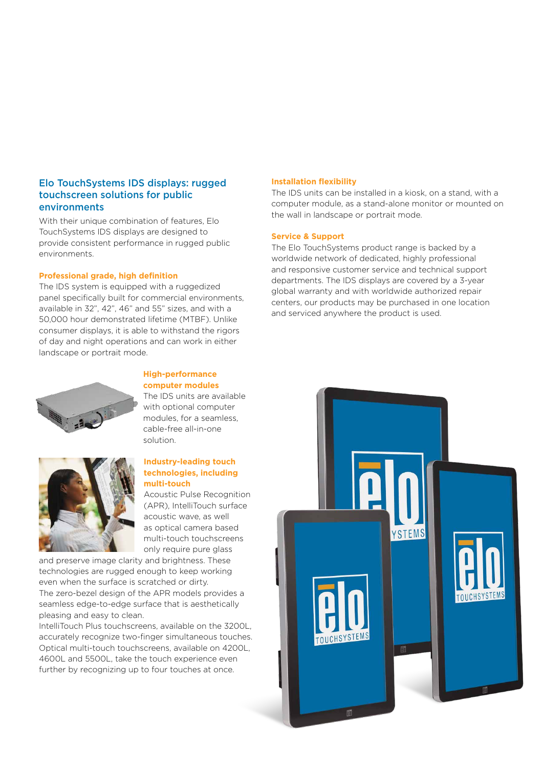## Elo TouchSystems IDS displays: rugged touchscreen solutions for public environments

With their unique combination of features, Elo TouchSystems IDS displays are designed to provide consistent performance in rugged public environments.

**Professional grade, high definition**

The IDS system is equipped with a ruggedized panel specifically built for commercial environments, available in 32", 42", 46" and 55" sizes, and with a 50,000 hour demonstrated lifetime (MTBF). Unlike consumer displays, it is able to withstand the rigors of day and night operations and can work in either landscape or portrait mode.

**High-performance computer modules**

The IDS units are available with optional computer modules, for a seamless, cable-free all-in-one solution.

**Industry-leading touch technologies, including multi-touch**

Acoustic Pulse Recognition (APR), IntelliTouch surface acoustic wave, as well as optical camera based multi-touch touchscreens only require pure glass and preserve image clarity and brightness. These technologies are rugged enough to keep working even when the surface is scratched or dirty.
The zero-bezel design of the APR models provides a seamless edge-to-edge surface that is aesthetically pleasing and easy to clean.
IntelliTouch Plus touchscreens, available on the 3200L, accurately recognize two-finger simultaneous touches. Optical multi-touch touchscreens, available on 4200L, 4600L and 5500L, take the touch experience even further by recognizing up to four touches at once.

**Installation flexibility**

The IDS units can be installed in a kiosk, on a stand, with a computer module, as a stand-alone monitor or mounted on the wall in landscape or portrait mode.

**Service & Support**

The Elo TouchSystems product range is backed by a worldwide network of dedicated, highly professional and responsive customer service and technical support departments. The IDS displays are covered by a 3-year global warranty and with worldwide authorized repair centers, our products may be purchased in one location and serviced anywhere the product is used.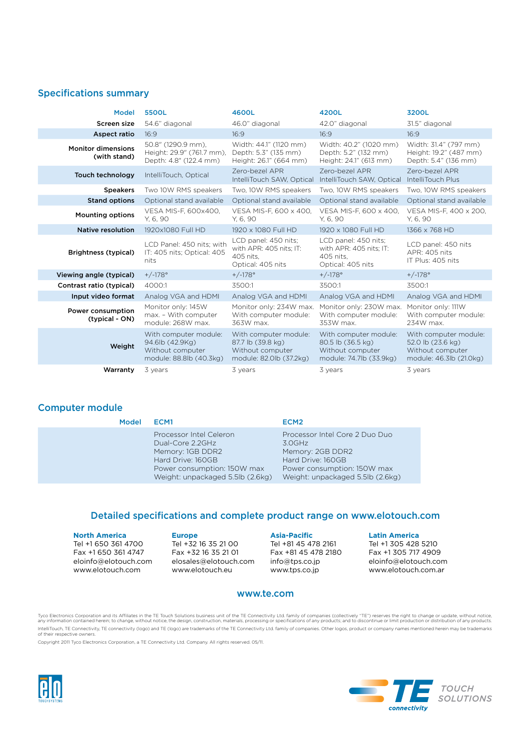## Specifications summary

| Model | 5500L | 4600L | 4200L | 3200L |
|---|---|---|---|---|
| Screen size | 54.6" diagonal | 46.0" diagonal | 42.0" diagonal | 31.5" diagonal |
| Aspect ratio | 16:9 | 16:9 | 16:9 | 16:9 |
| Monitor dimensions (with stand) | 50.8" (1290.9 mm), Height: 29.9" (761.7 mm), Depth: 4.8" (122.4 mm) | Width: 44.1" (1120 mm) Depth: 5.3" (135 mm) Height: 26.1" (664 mm) | Width: 40.2" (1020 mm) Depth: 5.2" (132 mm) Height: 24.1" (613 mm) | Width: 31.4" (797 mm) Height: 19.2" (487 mm) Depth: 5.4" (136 mm) |
| Touch technology | IntelliTouch, Optical | Zero-bezel APR IntelliTouch SAW, Optical | Zero-bezel APR IntelliTouch SAW, Optical | Zero-bezel APR IntelliTouch Plus |
| Speakers | Two 10W RMS speakers | Two, 10W RMS speakers | Two, 10W RMS speakers | Two, 10W RMS speakers |
| Stand options | Optional stand available | Optional stand available | Optional stand available | Optional stand available |
| Mounting options | VESA MIS-F, 600x400, Y, 6, 90 | VESA MIS-F, 600 x 400, Y, 6, 90 | VESA MIS-F, 600 x 400, Y, 6, 90 | VESA MIS-F, 400 x 200, Y, 6, 90 |
| Native resolution | 1920x1080 Full HD | 1920 x 1080 Full HD | 1920 x 1080 Full HD | 1366 x 768 HD |
| Brightness (typical) | LCD Panel: 450 nits; with IT: 405 nits; Optical: 405 nits | LCD panel: 450 nits; with APR: 405 nits; IT: 405 nits, Optical: 405 nits | LCD panel: 450 nits; with APR: 405 nits; IT: 405 nits, Optical: 405 nits | LCD panel: 450 nits APR: 405 nits IT Plus: 405 nits |
| Viewing angle (typical) | +/-178° | +/-178° | +/-178° | +/-178° |
| Contrast ratio (typical) | 4000:1 | 3500:1 | 3500:1 | 3500:1 |
| Input video format | Analog VGA and HDMI | Analog VGA and HDMI | Analog VGA and HDMI | Analog VGA and HDMI |
| Power consumption (typical - ON) | Monitor only: 145W max. – With computer module: 268W max. | Monitor only: 234W max. With computer module: 363W max. | Monitor only: 230W max. With computer module: 353W max. | Monitor only: 111W With computer module: 234W max. |
| Weight | With computer module: 94.6lb (42.9Kg) Without computer module: 88.8lb (40.3kg) | With computer module: 87.7 lb (39.8 kg) Without computer module: 82.0lb (37.2kg) | With computer module: 80.5 lb (36.5 kg) Without computer module: 74.7lb (33.9kg) | With computer module: 52.0 lb (23.6 kg) Without computer module: 46.3lb (21.0kg) |
| Warranty | 3 years | 3 years | 3 years | 3 years |

## Computer module

| Model | ECM1 | ECM2 |
|---|---|---|
| | Processor Intel Celeron Dual-Core 2.2GHz<br>Memory: 1GB DDR2<br>Hard Drive: 160GB<br>Power consumption: 150W max<br>Weight: unpackaged 5.5lb (2.6kg) | Processor Intel Core 2 Duo Duo 3.0GHz<br>Memory: 2GB DDR2<br>Hard Drive: 160GB<br>Power consumption: 150W max<br>Weight: unpackaged 5.5lb (2.6kg) |

### Detailed specifications and complete product range on www.elotouch.com

**North America**
Tel +1 650 361 4700
Fax +1 650 361 4747
eloinfo@elotouch.com
www.elotouch.com

**Europe**
Tel +32 16 35 21 00
Fax +32 16 35 21 01
elosales@elotouch.com
www.elotouch.eu

**Asia-Pacific**
Tel +81 45 478 2161
Fax +81 45 478 2180
info@tps.co.jp
www.tps.co.jp

**Latin America**
Tel +1 305 428 5210
Fax +1 305 717 4909
eloinfo@elotouch.com
www.elotouch.com.ar

www.te.com

Tyco Electronics Corporation and its Affiliates in the TE Touch Solutions business unit of the TE Connectivity Ltd. family of companies (collectively "TE") reserves the right to change or update, without notice, any information contained herein; to change, without notice, the design, construction, materials, processing or specifications of any products; and to discontinue or limit production or distribution of any products.
IntelliTouch, TE Connectivity, TE connectivity (logo) and TE (logo) are trademarks of the TE Connectivity Ltd. family of companies. Other logos, product or company names mentioned herein may be trademarks of their respective owners.

Copyright 2011 Tyco Electronics Corporation, a TE Connectivity Ltd. Company. All rights reserved. 05/11.

TE connectivity TOUCH SOLUTIONS